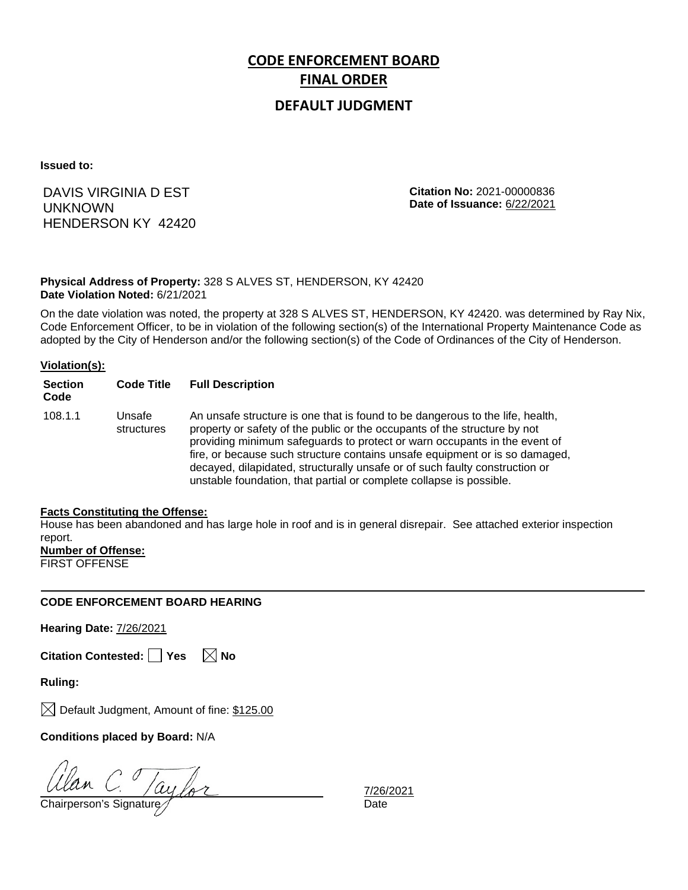# CODE ENFORCEMENT BOARD
# FINAL ORDER
## DEFAULT JUDGMENT

**Issued to:**

DAVIS VIRGINIA D EST
UNKNOWN
HENDERSON KY 42420

**Citation No:** 2021-00000836
**Date of Issuance:** 6/22/2021

**Physical Address of Property:** 328 S ALVES ST, HENDERSON, KY 42420
**Date Violation Noted:** 6/21/2021

On the date violation was noted, the property at 328 S ALVES ST, HENDERSON, KY 42420. was determined by Ray Nix, Code Enforcement Officer, to be in violation of the following section(s) of the International Property Maintenance Code as adopted by the City of Henderson and/or the following section(s) of the Code of Ordinances of the City of Henderson.

**Violation(s):**

| Section Code | Code Title | Full Description |
|---|---|---|
| 108.1.1 | Unsafe structures | An unsafe structure is one that is found to be dangerous to the life, health, property or safety of the public or the occupants of the structure by not providing minimum safeguards to protect or warn occupants in the event of fire, or because such structure contains unsafe equipment or is so damaged, decayed, dilapidated, structurally unsafe or of such faulty construction or unstable foundation, that partial or complete collapse is possible. |

**Facts Constituting the Offense:**
House has been abandoned and has large hole in roof and is in general disrepair. See attached exterior inspection report.

**Number of Offense:**
FIRST OFFENSE

---

**CODE ENFORCEMENT BOARD HEARING**

**Hearing Date:** 7/26/2021

**Citation Contested:** ☐ Yes ☒ No

**Ruling:**

☒ Default Judgment, Amount of fine: $125.00

**Conditions placed by Board:** N/A

Alan C. Taylor
Chairperson's Signature

7/26/2021
Date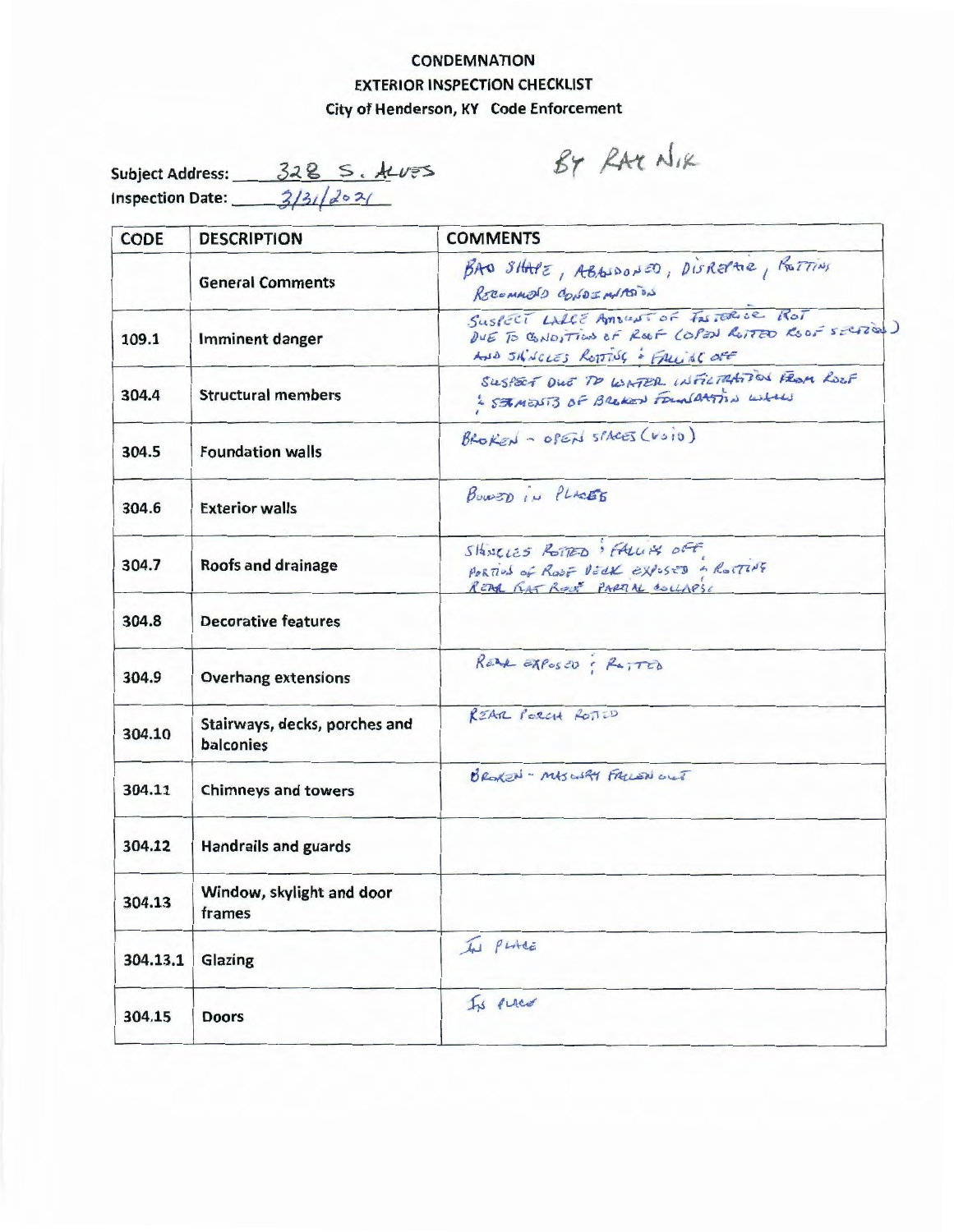**CONDEMNATION**

**EXTERIOR INSPECTION CHECKLIST**

**City of Henderson, KY Code Enforcement**

Subject Address: 328 S. ALVES

BY RAY NIX

Inspection Date: 3/31/2021

| CODE | DESCRIPTION | COMMENTS |
|---|---|---|
| | General Comments | BAD SHAPE, ABANDONED, DISREPAIR, ROTTING RECOMMEND CONDEMNATION |
| 109.1 | Imminent danger | SUSPECT LARGE AMOUNT OF INTERIOR ROT DUE TO CONDITION OF ROOF (OPEN ROTTED ROOF SECTION) AND SHINGLES ROTTING & FALLING OFF |
| 304.4 | Structural members | SUSPECT DUE TO WATER INFILTRATION FROM ROOF & SEGMENTS OF BROKEN FOUNDATION WALLS |
| 304.5 | Foundation walls | BROKEN - OPEN SPACES (VOID) |
| 304.6 | Exterior walls | BOWED IN PLACES |
| 304.7 | Roofs and drainage | SHINGLES ROTTED & FALLING OFF, PORTION OF ROOF DECK EXPOSED & ROTTING REAR FLAT ROOF PARTIAL COLLAPSE |
| 304.8 | Decorative features | |
| 304.9 | Overhang extensions | REAR EXPOSED & ROTTED |
| 304.10 | Stairways, decks, porches and balconies | REAR PORCH ROTTED |
| 304.11 | Chimneys and towers | BROKEN - MASONRY FALLEN OUT |
| 304.12 | Handrails and guards | |
| 304.13 | Window, skylight and door frames | |
| 304.13.1 | Glazing | IN PLACE |
| 304.15 | Doors | IN PLACE |